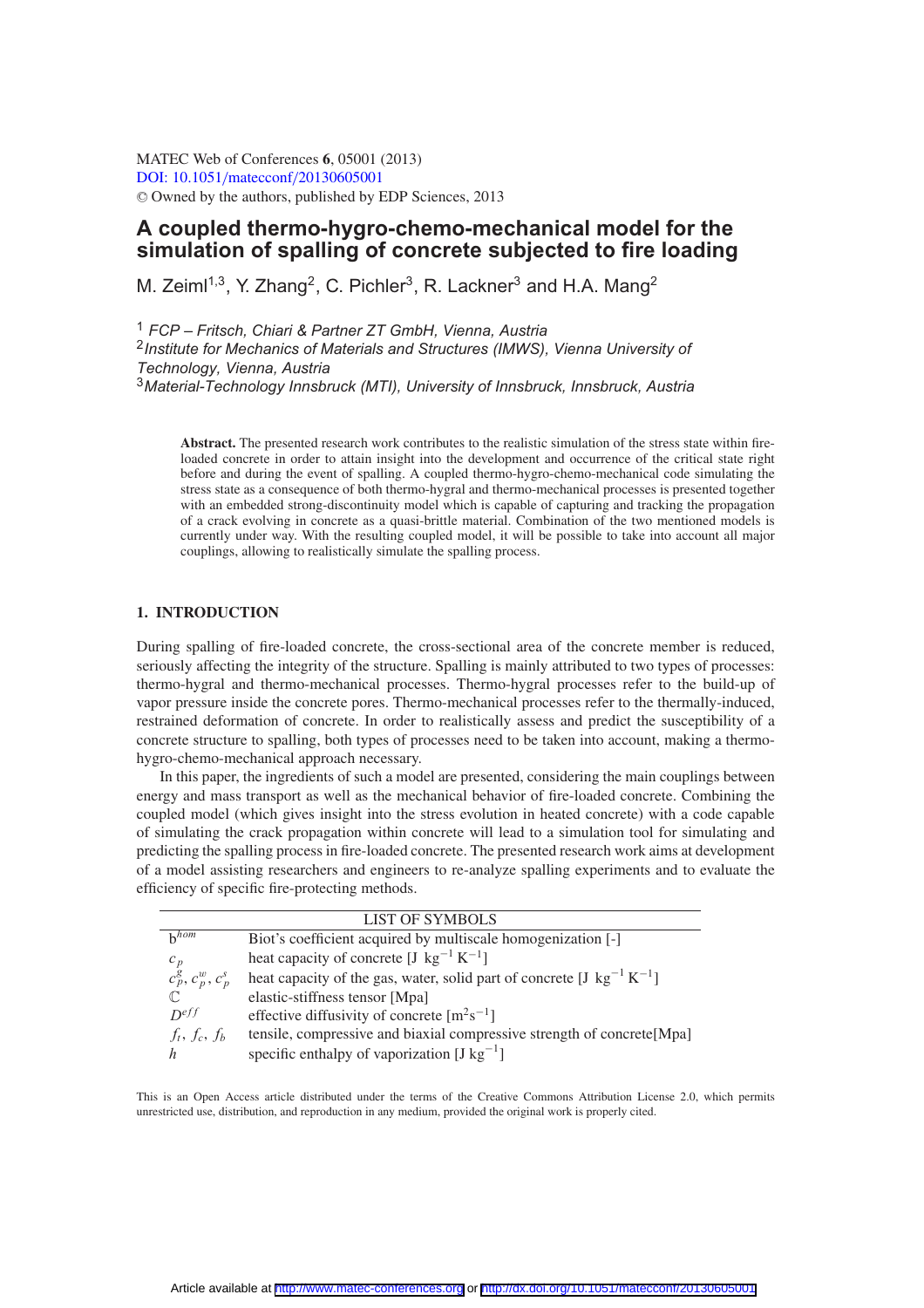MATEC Web of Conferences **6**, 05001 (2013)
DOI: 10.1051/matecconf/20130605001
© Owned by the authors, published by EDP Sciences, 2013

# A coupled thermo-hygro-chemo-mechanical model for the simulation of spalling of concrete subjected to fire loading

M. Zeiml[1,3], Y. Zhang[2], C. Pichler[3], R. Lackner[3] and H.A. Mang[2]

[1] *FCP – Fritsch, Chiari & Partner ZT GmbH, Vienna, Austria*
[2] *Institute for Mechanics of Materials and Structures (IMWS), Vienna University of Technology, Vienna, Austria*
[3] *Material-Technology Innsbruck (MTI), University of Innsbruck, Innsbruck, Austria*

**Abstract.** The presented research work contributes to the realistic simulation of the stress state within fire-loaded concrete in order to attain insight into the development and occurrence of the critical state right before and during the event of spalling. A coupled thermo-hygro-chemo-mechanical code simulating the stress state as a consequence of both thermo-hygral and thermo-mechanical processes is presented together with an embedded strong-discontinuity model which is capable of capturing and tracking the propagation of a crack evolving in concrete as a quasi-brittle material. Combination of the two mentioned models is currently under way. With the resulting coupled model, it will be possible to take into account all major couplings, allowing to realistically simulate the spalling process.

## 1. INTRODUCTION

During spalling of fire-loaded concrete, the cross-sectional area of the concrete member is reduced, seriously affecting the integrity of the structure. Spalling is mainly attributed to two types of processes: thermo-hygral and thermo-mechanical processes. Thermo-hygral processes refer to the build-up of vapor pressure inside the concrete pores. Thermo-mechanical processes refer to the thermally-induced, restrained deformation of concrete. In order to realistically assess and predict the susceptibility of a concrete structure to spalling, both types of processes need to be taken into account, making a thermo-hygro-chemo-mechanical approach necessary.

In this paper, the ingredients of such a model are presented, considering the main couplings between energy and mass transport as well as the mechanical behavior of fire-loaded concrete. Combining the coupled model (which gives insight into the stress evolution in heated concrete) with a code capable of simulating the crack propagation within concrete will lead to a simulation tool for simulating and predicting the spalling process in fire-loaded concrete. The presented research work aims at development of a model assisting researchers and engineers to re-analyze spalling experiments and to evaluate the efficiency of specific fire-protecting methods.

| LIST OF SYMBOLS | |
|---|---|
| $b^{hom}$ | Biot's coefficient acquired by multiscale homogenization [-] |
| $c_p$ | heat capacity of concrete [J kg$^{-1}$ K$^{-1}$] |
| $c_p^g$, $c_p^w$, $c_p^s$ | heat capacity of the gas, water, solid part of concrete [J kg$^{-1}$ K$^{-1}$] |
| $\mathbb{C}$ | elastic-stiffness tensor [Mpa] |
| $D^{eff}$ | effective diffusivity of concrete [m$^2$s$^{-1}$] |
| $f_t$, $f_c$, $f_b$ | tensile, compressive and biaxial compressive strength of concrete[Mpa] |
| $h$ | specific enthalpy of vaporization [J kg$^{-1}$] |

This is an Open Access article distributed under the terms of the Creative Commons Attribution License 2.0, which permits unrestricted use, distribution, and reproduction in any medium, provided the original work is properly cited.

Article available at http://www.matec-conferences.org or http://dx.doi.org/10.1051/matecconf/20130605001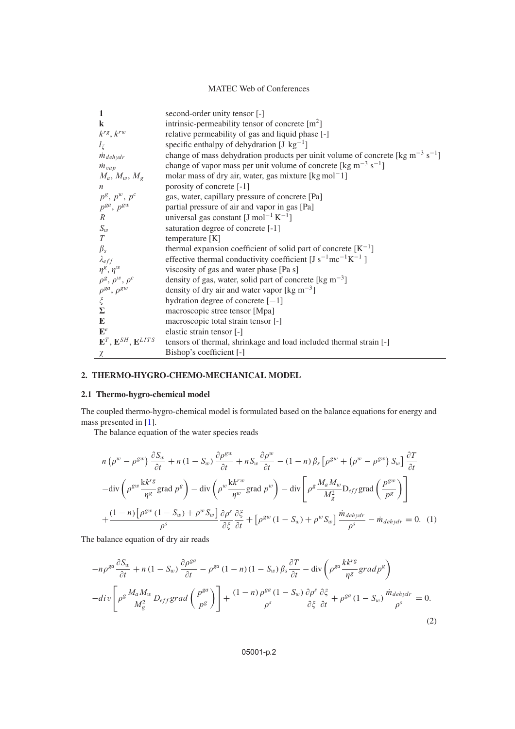| | |
|---|---|
| $\mathbf{1}$ | second-order unity tensor [-] |
| $\mathbf{k}$ | intrinsic-permeability tensor of concrete [$m^2$] |
| $k^{rg}$, $k^{rw}$ | relative permeability of gas and liquid phase [-] |
| $l_\xi$ | specific enthalpy of dehydration [J $kg^{-1}$] |
| $\dot{m}_{dehydr}$ | change of mass dehydration products per uinit volume of concrete [kg $m^{-3}$ $s^{-1}$] |
| $\dot{m}_{vap}$ | change of vapor mass per unit volume of concrete [kg $m^{-3}$ $s^{-1}$] |
| $M_a$, $M_w$, $M_g$ | molar mass of dry air, water, gas mixture [kg $mol^-1$] |
| $n$ | porosity of concrete [-1] |
| $p^g$, $p^w$, $p^c$ | gas, water, capillary pressure of concrete [Pa] |
| $p^{ga}$, $p^{gw}$ | partial pressure of air and vapor in gas [Pa] |
| $R$ | universal gas constant [J $mol^{-1}$ $K^{-1}$] |
| $S_w$ | saturation degree of concrete [-1] |
| $T$ | temperature [K] |
| $\beta_s$ | thermal expansion coefficient of solid part of concrete [$K^{-1}$] |
| $\lambda_{eff}$ | effective thermal conductivity coefficient [J $s^{-1}mc^{-1}K^{-1}$ ] |
| $\eta^g$, $\eta^w$ | viscosity of gas and water phase [Pa s] |
| $\rho^g$, $\rho^w$, $\rho^c$ | density of gas, water, solid part of concrete [kg $m^{-3}$] |
| $\rho^{ga}$, $\rho^{gw}$ | density of dry air and water vapor [kg $m^{-3}$] |
| $\xi$ | hydration degree of concrete [$-1$] |
| $\boldsymbol{\Sigma}$ | macroscopic stree tensor [Mpa] |
| $\mathbf{E}$ | macroscopic total strain tensor [-] |
| $\mathbf{E}^e$ | elastic strain tensor [-] |
| $\mathbf{E}^T$, $\mathbf{E}^{SH}$, $\mathbf{E}^{LITS}$ | tensors of thermal, shrinkage and load included thermal strain [-] |
| $\chi$ | Bishop's coefficient [-] |

## 2. THERMO-HYGRO-CHEMO-MECHANICAL MODEL

### 2.1 Thermo-hygro-chemical model

The coupled thermo-hygro-chemical model is formulated based on the balance equations for energy and mass presented in [1].

The balance equation of the water species reads

$$
\begin{aligned}
& n\left(\rho^w-\rho^{gw}\right)\frac{\partial S_w}{\partial t}+n\left(1-S_w\right)\frac{\partial \rho^{gw}}{\partial t}+nS_w\frac{\partial \rho^w}{\partial t}-(1-n)\,\beta_s\left[\rho^{gw}+\left(\rho^w-\rho^{gw}\right)S_w\right]\frac{\partial T}{\partial t} \\
& -\mathrm{div}\left(\rho^{gw}\frac{\mathbf{k}k^{rg}}{\eta^g}\mathrm{grad}\,p^g\right)-\mathrm{div}\left(\rho^w\frac{\mathbf{k}k^{rw}}{\eta^w}\mathrm{grad}\,p^w\right)-\mathrm{div}\left[\rho^g\frac{M_aM_w}{M_g^2}\mathrm{D}_{eff}\,\mathrm{grad}\left(\frac{p^{gw}}{p^g}\right)\right] \\
& +\frac{(1-n)\left[\rho^{gw}\left(1-S_w\right)+\rho^wS_w\right]}{\rho^s}\frac{\partial \rho^s}{\partial \xi}\frac{\partial \xi}{\partial t}+\left[\rho^{gw}\left(1-S_w\right)+\rho^wS_w\right]\frac{\dot{m}_{dehydr}}{\rho^s}-\dot{m}_{dehydr}=0. \quad (1)
\end{aligned}
$$

The balance equation of dry air reads

$$
\begin{aligned}
& -n\rho^{ga}\frac{\partial S_w}{\partial t}+n\left(1-S_w\right)\frac{\partial \rho^{ga}}{\partial t}-\rho^{ga}\left(1-n\right)\left(1-S_w\right)\beta_s\frac{\partial T}{\partial t}-\mathrm{div}\left(\rho^{ga}\frac{kk^{rg}}{\eta^g}grad\,p^g\right) \\
& -div\left[\rho^g\frac{M_aM_w}{M_g^2}D_{eff}\,grad\left(\frac{p^{ga}}{p^g}\right)\right]+\frac{(1-n)\,\rho^{ga}\left(1-S_w\right)}{\rho^s}\frac{\partial \rho^s}{\partial \xi}\frac{\partial \xi}{\partial t}+\rho^{ga}\left(1-S_w\right)\frac{\dot{m}_{dehydr}}{\rho^s}=0. \quad (2)
\end{aligned}
$$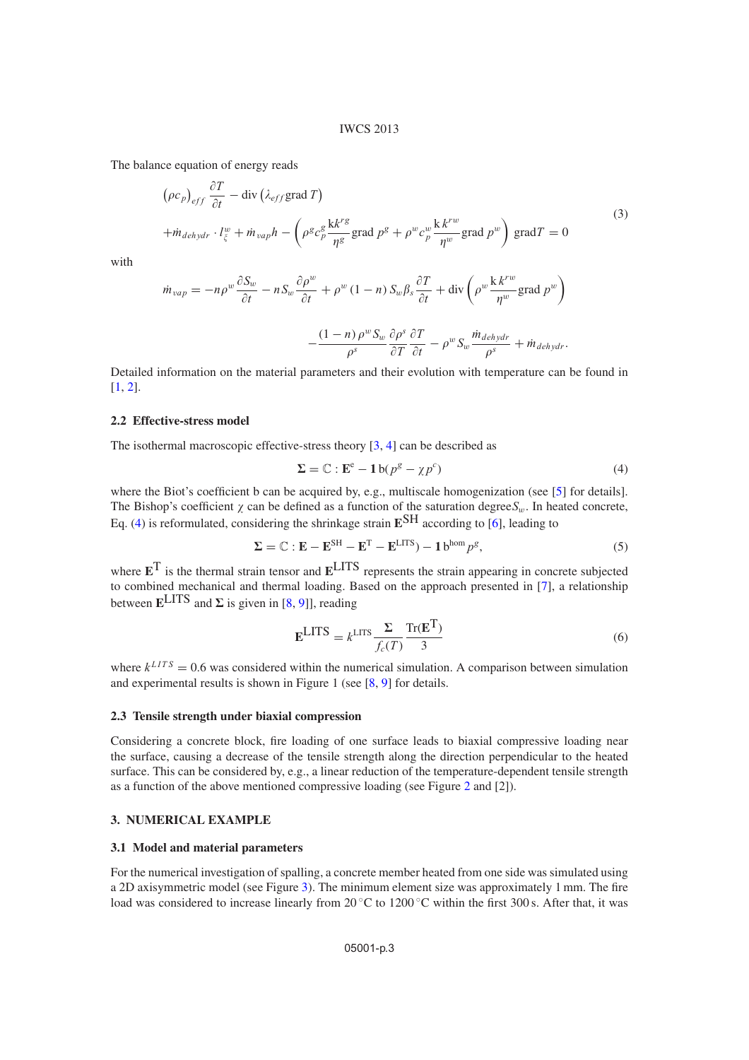The balance equation of energy reads

$$
\begin{aligned}
&\left(\rho c_p\right)_{eff} \frac{\partial T}{\partial t} - \operatorname{div}\left(\lambda_{eff} \operatorname{grad} T\right) \\
&+\dot{m}_{dehydr} \cdot l_{\xi}^{w} + \dot{m}_{vap} h - \left(\rho^g c_p^g \frac{\mathrm{k} k^{rg}}{\eta^g} \operatorname{grad} p^g + \rho^w c_p^w \frac{\mathrm{k}\, k^{rw}}{\eta^w} \operatorname{grad} p^w\right) \operatorname{grad} T = 0
\end{aligned}
\tag{3}
$$

with

$$
\dot{m}_{vap} = -n\rho^w \frac{\partial S_w}{\partial t} - n S_w \frac{\partial \rho^w}{\partial t} + \rho^w (1-n) S_w \beta_s \frac{\partial T}{\partial t} + \operatorname{div}\left(\rho^w \frac{\mathrm{k}\, k^{rw}}{\eta^w} \operatorname{grad} p^w\right)
$$

$$
-\frac{(1-n)\,\rho^w S_w}{\rho^s} \frac{\partial \rho^s}{\partial T} \frac{\partial T}{\partial t} - \rho^w S_w \frac{\dot{m}_{dehydr}}{\rho^s} + \dot{m}_{dehydr}.
$$

Detailed information on the material parameters and their evolution with temperature can be found in [1, 2].

### 2.2 Effective-stress model

The isothermal macroscopic effective-stress theory [3, 4] can be described as

$$
\boldsymbol{\Sigma} = \mathbb{C} : \mathbf{E}^{\mathrm{e}} - \mathbf{1}\, \mathrm{b}(p^g - \chi p^c) \tag{4}
$$

where the Biot's coefficient b can be acquired by, e.g., multiscale homogenization (see [5] for details). The Bishop's coefficient $\chi$ can be defined as a function of the saturation degree $S_w$. In heated concrete, Eq. (4) is reformulated, considering the shrinkage strain $\mathbf{E}^{\mathrm{SH}}$ according to [6], leading to

$$
\boldsymbol{\Sigma} = \mathbb{C} : \mathbf{E} - \mathbf{E}^{\mathrm{SH}} - \mathbf{E}^{\mathrm{T}} - \mathbf{E}^{\mathrm{LITS}}) - \mathbf{1}\, \mathrm{b}^{\mathrm{hom}} p^g, \tag{5}
$$

where $\mathbf{E}^{\mathrm{T}}$ is the thermal strain tensor and $\mathbf{E}^{\mathrm{LITS}}$ represents the strain appearing in concrete subjected to combined mechanical and thermal loading. Based on the approach presented in [7], a relationship between $\mathbf{E}^{\mathrm{LITS}}$ and $\boldsymbol{\Sigma}$ is given in [8, 9]], reading

$$
\mathbf{E}^{\mathrm{LITS}} = k^{\mathrm{LITS}} \frac{\boldsymbol{\Sigma}}{f_c(T)} \frac{\mathrm{Tr}(\mathbf{E}^{\mathrm{T}})}{3} \tag{6}
$$

where $k^{LITS} = 0.6$ was considered within the numerical simulation. A comparison between simulation and experimental results is shown in Figure 1 (see [8, 9] for details.

### 2.3 Tensile strength under biaxial compression

Considering a concrete block, fire loading of one surface leads to biaxial compressive loading near the surface, causing a decrease of the tensile strength along the direction perpendicular to the heated surface. This can be considered by, e.g., a linear reduction of the temperature-dependent tensile strength as a function of the above mentioned compressive loading (see Figure 2 and [2]).

## 3. NUMERICAL EXAMPLE

### 3.1 Model and material parameters

For the numerical investigation of spalling, a concrete member heated from one side was simulated using a 2D axisymmetric model (see Figure 3). The minimum element size was approximately 1 mm. The fire load was considered to increase linearly from 20 °C to 1200 °C within the first 300 s. After that, it was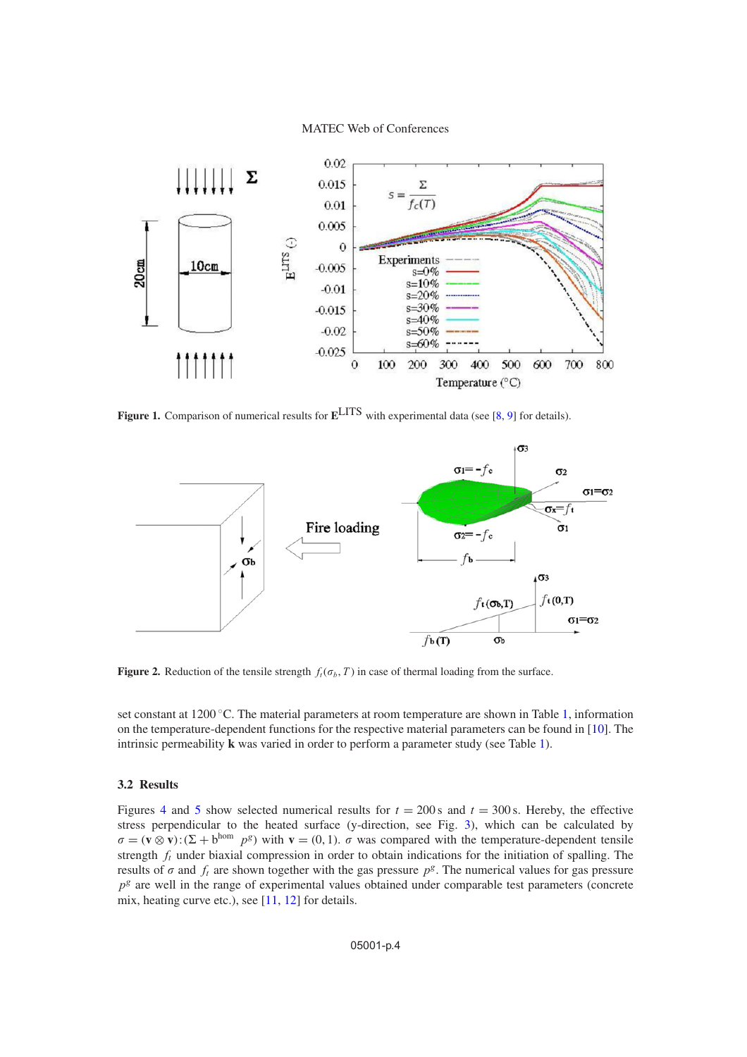**Figure 1.** Comparison of numerical results for $\mathbf{E}^{\mathrm{LITS}}$ with experimental data (see [8, 9] for details).

**Figure 2.** Reduction of the tensile strength $f_t(\sigma_b, T)$ in case of thermal loading from the surface.

set constant at 1200 °C. The material parameters at room temperature are shown in Table 1, information on the temperature-dependent functions for the respective material parameters can be found in [10]. The intrinsic permeability **k** was varied in order to perform a parameter study (see Table 1).

### 3.2 Results

Figures 4 and 5 show selected numerical results for $t = 200$ s and $t = 300$ s. Hereby, the effective stress perpendicular to the heated surface (y-direction, see Fig. 3), which can be calculated by $\sigma = (\mathbf{v} \otimes \mathbf{v}) : (\Sigma + \mathrm{b}^{\mathrm{hom}}\ p^g)$ with $\mathbf{v} = (0, 1)$. $\sigma$ was compared with the temperature-dependent tensile strength $f_t$ under biaxial compression in order to obtain indications for the initiation of spalling. The results of $\sigma$ and $f_t$ are shown together with the gas pressure $p^g$. The numerical values for gas pressure $p^g$ are well in the range of experimental values obtained under comparable test parameters (concrete mix, heating curve etc.), see [11, 12] for details.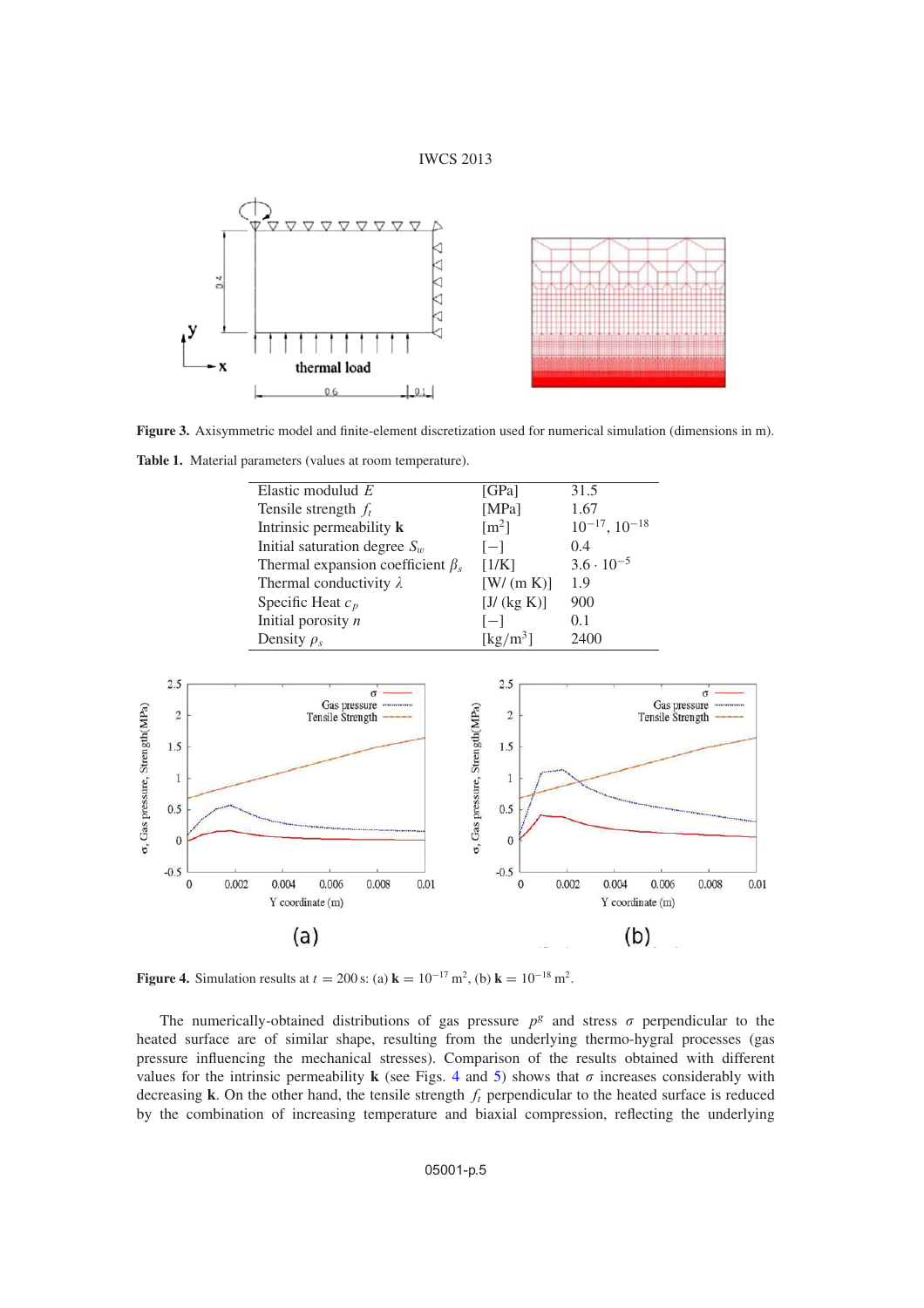**Figure 3.** Axisymmetric model and finite-element discretization used for numerical simulation (dimensions in m).

**Table 1.** Material parameters (values at room temperature).

| | | |
|---|---|---|
| Elastic modulud $E$ | [GPa] | 31.5 |
| Tensile strength $f_t$ | [MPa] | 1.67 |
| Intrinsic permeability $\mathbf{k}$ | [m$^2$] | $10^{-17}$, $10^{-18}$ |
| Initial saturation degree $S_w$ | [−] | 0.4 |
| Thermal expansion coefficient $\beta_s$ | [1/K] | $3.6 \cdot 10^{-5}$ |
| Thermal conductivity $\lambda$ | [W/ (m K)] | 1.9 |
| Specific Heat $c_p$ | [J/ (kg K)] | 900 |
| Initial porosity $n$ | [−] | 0.1 |
| Density $\rho_s$ | [kg/m$^3$] | 2400 |

**Figure 4.** Simulation results at $t = 200$ s: (a) $\mathbf{k} = 10^{-17}$ m$^2$, (b) $\mathbf{k} = 10^{-18}$ m$^2$.

The numerically-obtained distributions of gas pressure $p^g$ and stress $\sigma$ perpendicular to the heated surface are of similar shape, resulting from the underlying thermo-hygral processes (gas pressure influencing the mechanical stresses). Comparison of the results obtained with different values for the intrinsic permeability $\mathbf{k}$ (see Figs. 4 and 5) shows that $\sigma$ increases considerably with decreasing $\mathbf{k}$. On the other hand, the tensile strength $f_t$ perpendicular to the heated surface is reduced by the combination of increasing temperature and biaxial compression, reflecting the underlying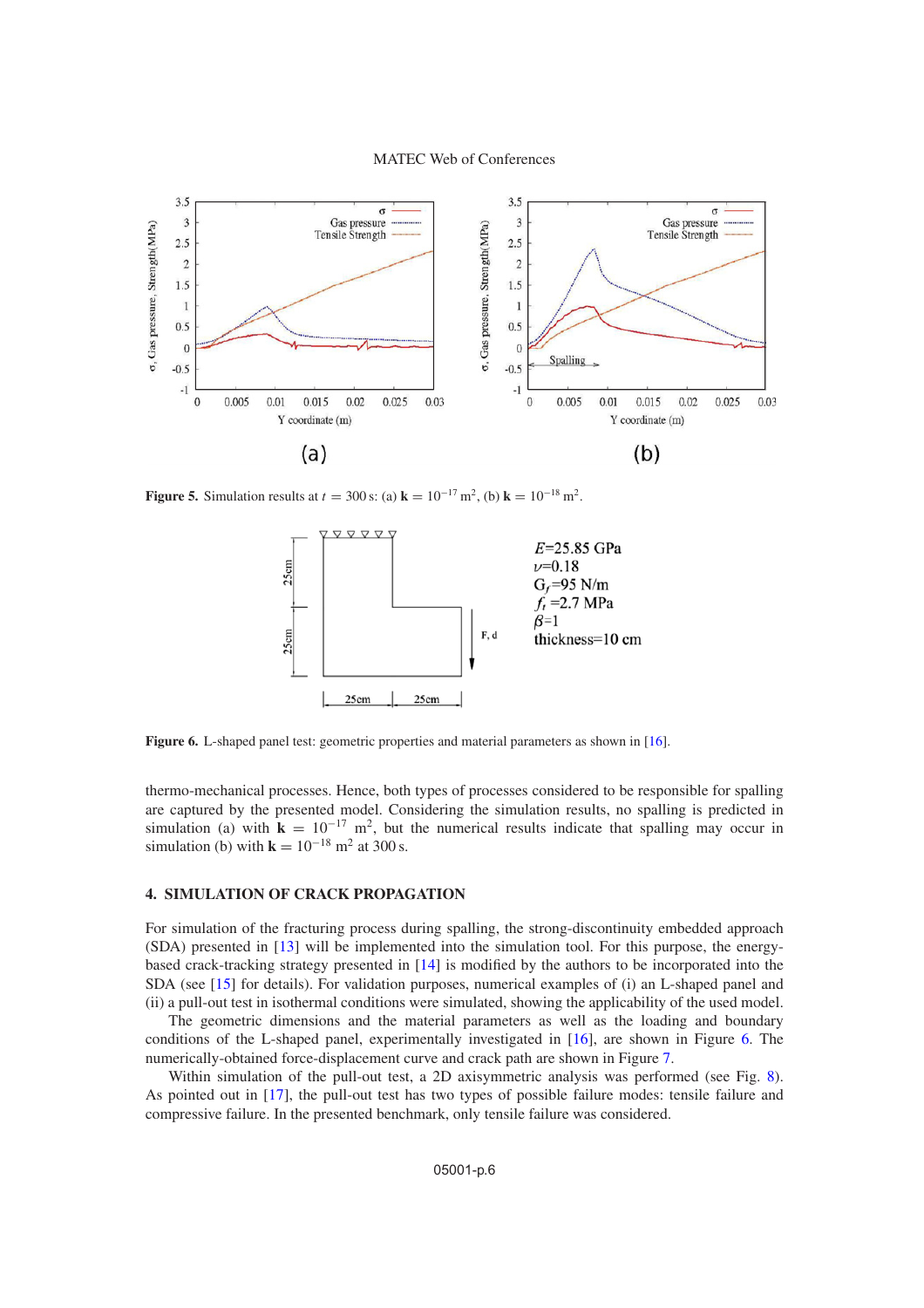**Figure 5.** Simulation results at $t = 300$ s: (a) $\mathbf{k} = 10^{-17}$ m$^2$, (b) $\mathbf{k} = 10^{-18}$ m$^2$.

**Figure 6.** L-shaped panel test: geometric properties and material parameters as shown in [16].

thermo-mechanical processes. Hence, both types of processes considered to be responsible for spalling are captured by the presented model. Considering the simulation results, no spalling is predicted in simulation (a) with $\mathbf{k} = 10^{-17}$ m$^2$, but the numerical results indicate that spalling may occur in simulation (b) with $\mathbf{k} = 10^{-18}$ m$^2$ at 300 s.

## 4. SIMULATION OF CRACK PROPAGATION

For simulation of the fracturing process during spalling, the strong-discontinuity embedded approach (SDA) presented in [13] will be implemented into the simulation tool. For this purpose, the energy-based crack-tracking strategy presented in [14] is modified by the authors to be incorporated into the SDA (see [15] for details). For validation purposes, numerical examples of (i) an L-shaped panel and (ii) a pull-out test in isothermal conditions were simulated, showing the applicability of the used model.

The geometric dimensions and the material parameters as well as the loading and boundary conditions of the L-shaped panel, experimentally investigated in [16], are shown in Figure 6. The numerically-obtained force-displacement curve and crack path are shown in Figure 7.

Within simulation of the pull-out test, a 2D axisymmetric analysis was performed (see Fig. 8). As pointed out in [17], the pull-out test has two types of possible failure modes: tensile failure and compressive failure. In the presented benchmark, only tensile failure was considered.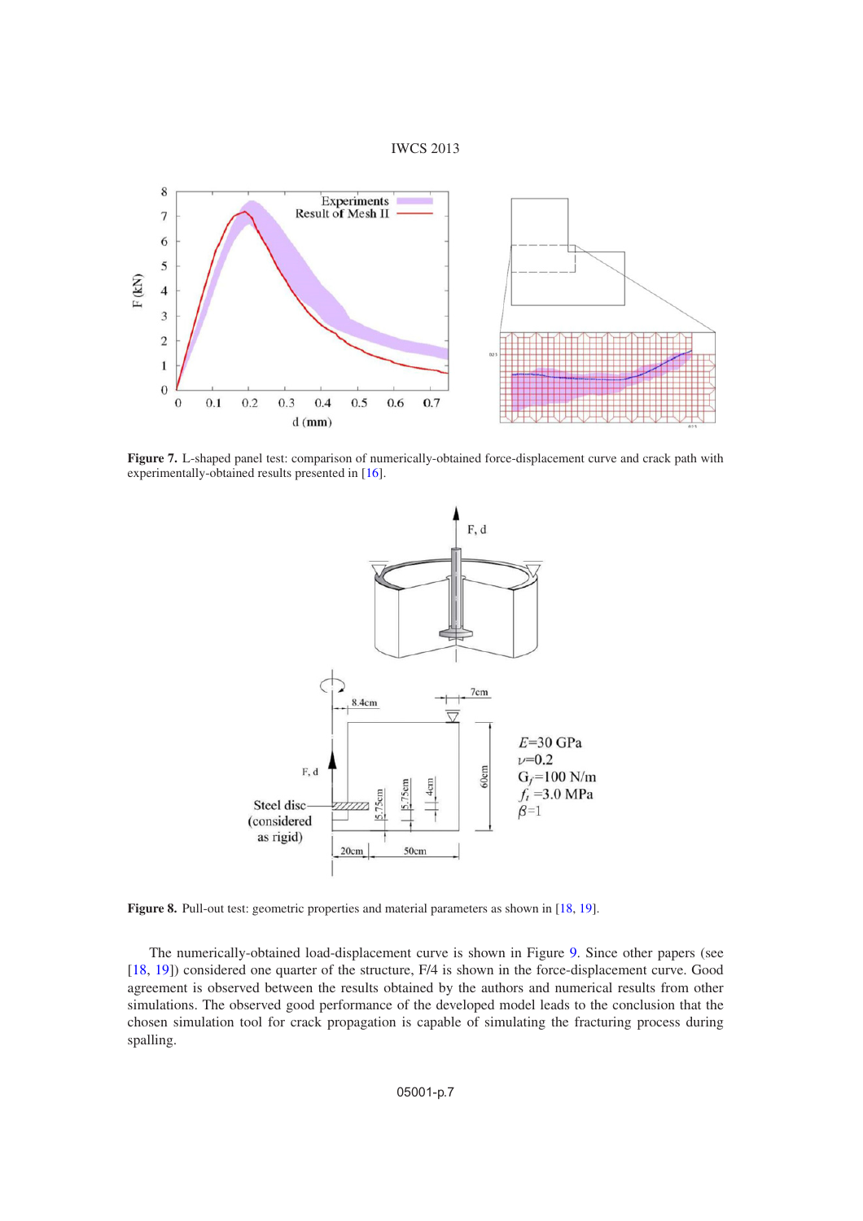**Figure 7.** L-shaped panel test: comparison of numerically-obtained force-displacement curve and crack path with experimentally-obtained results presented in [16].

**Figure 8.** Pull-out test: geometric properties and material parameters as shown in [18, 19].

The numerically-obtained load-displacement curve is shown in Figure 9. Since other papers (see [18, 19]) considered one quarter of the structure, F/4 is shown in the force-displacement curve. Good agreement is observed between the results obtained by the authors and numerical results from other simulations. The observed good performance of the developed model leads to the conclusion that the chosen simulation tool for crack propagation is capable of simulating the fracturing process during spalling.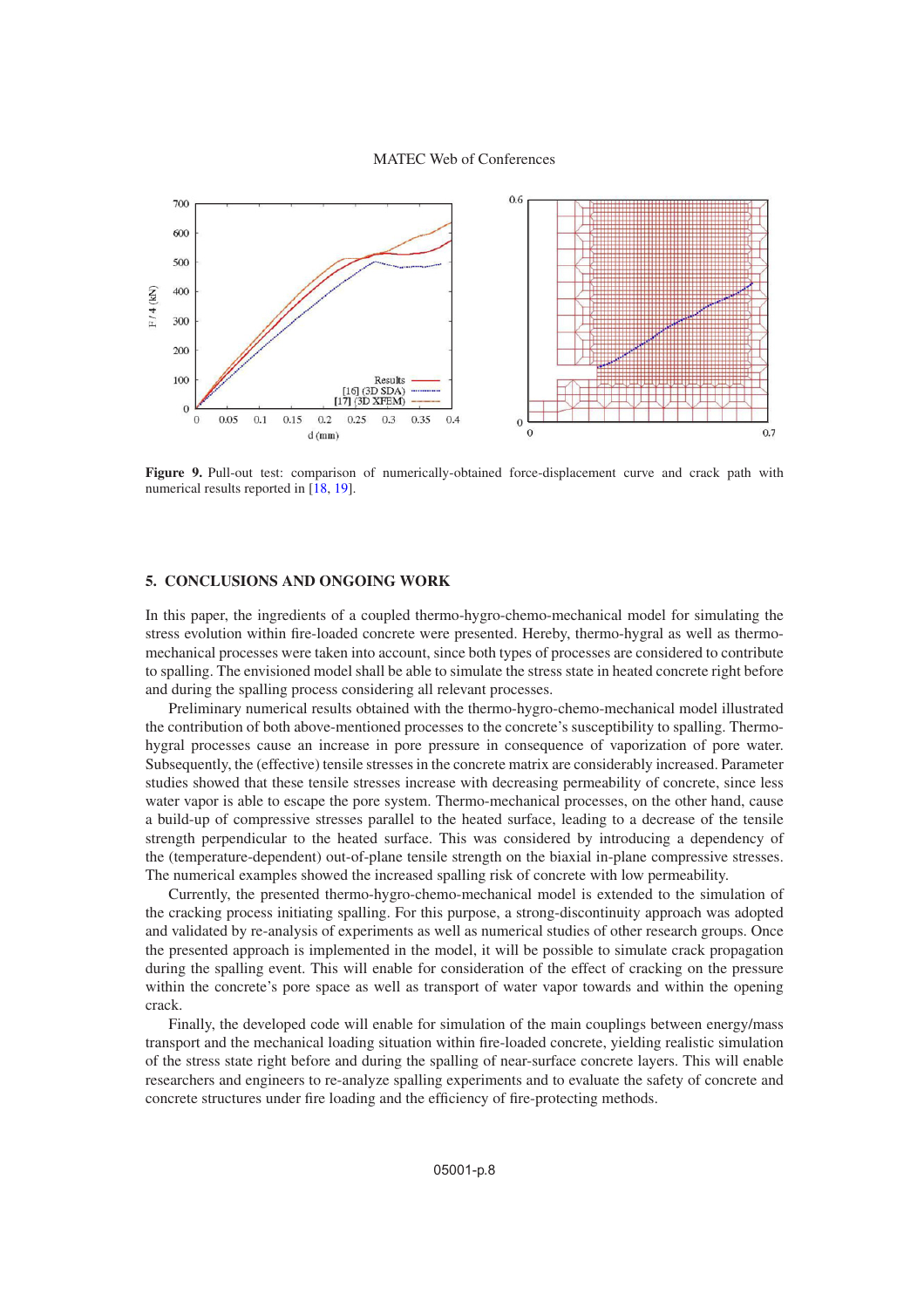700
600
500
400
300
200
100
0
F / 4 (kN)
0 0.05 0.1 0.15 0.2 0.25 0.3 0.35 0.4
d (mm)
Results
[16] (3D SDA)
[17] (3D XFEM)

0.6
0
0 0.7

**Figure 9.** Pull-out test: comparison of numerically-obtained force-displacement curve and crack path with numerical results reported in [18, 19].

## 5. CONCLUSIONS AND ONGOING WORK

In this paper, the ingredients of a coupled thermo-hygro-chemo-mechanical model for simulating the stress evolution within fire-loaded concrete were presented. Hereby, thermo-hygral as well as thermo-mechanical processes were taken into account, since both types of processes are considered to contribute to spalling. The envisioned model shall be able to simulate the stress state in heated concrete right before and during the spalling process considering all relevant processes.

Preliminary numerical results obtained with the thermo-hygro-chemo-mechanical model illustrated the contribution of both above-mentioned processes to the concrete's susceptibility to spalling. Thermo-hygral processes cause an increase in pore pressure in consequence of vaporization of pore water. Subsequently, the (effective) tensile stresses in the concrete matrix are considerably increased. Parameter studies showed that these tensile stresses increase with decreasing permeability of concrete, since less water vapor is able to escape the pore system. Thermo-mechanical processes, on the other hand, cause a build-up of compressive stresses parallel to the heated surface, leading to a decrease of the tensile strength perpendicular to the heated surface. This was considered by introducing a dependency of the (temperature-dependent) out-of-plane tensile strength on the biaxial in-plane compressive stresses. The numerical examples showed the increased spalling risk of concrete with low permeability.

Currently, the presented thermo-hygro-chemo-mechanical model is extended to the simulation of the cracking process initiating spalling. For this purpose, a strong-discontinuity approach was adopted and validated by re-analysis of experiments as well as numerical studies of other research groups. Once the presented approach is implemented in the model, it will be possible to simulate crack propagation during the spalling event. This will enable for consideration of the effect of cracking on the pressure within the concrete's pore space as well as transport of water vapor towards and within the opening crack.

Finally, the developed code will enable for simulation of the main couplings between energy/mass transport and the mechanical loading situation within fire-loaded concrete, yielding realistic simulation of the stress state right before and during the spalling of near-surface concrete layers. This will enable researchers and engineers to re-analyze spalling experiments and to evaluate the safety of concrete and concrete structures under fire loading and the efficiency of fire-protecting methods.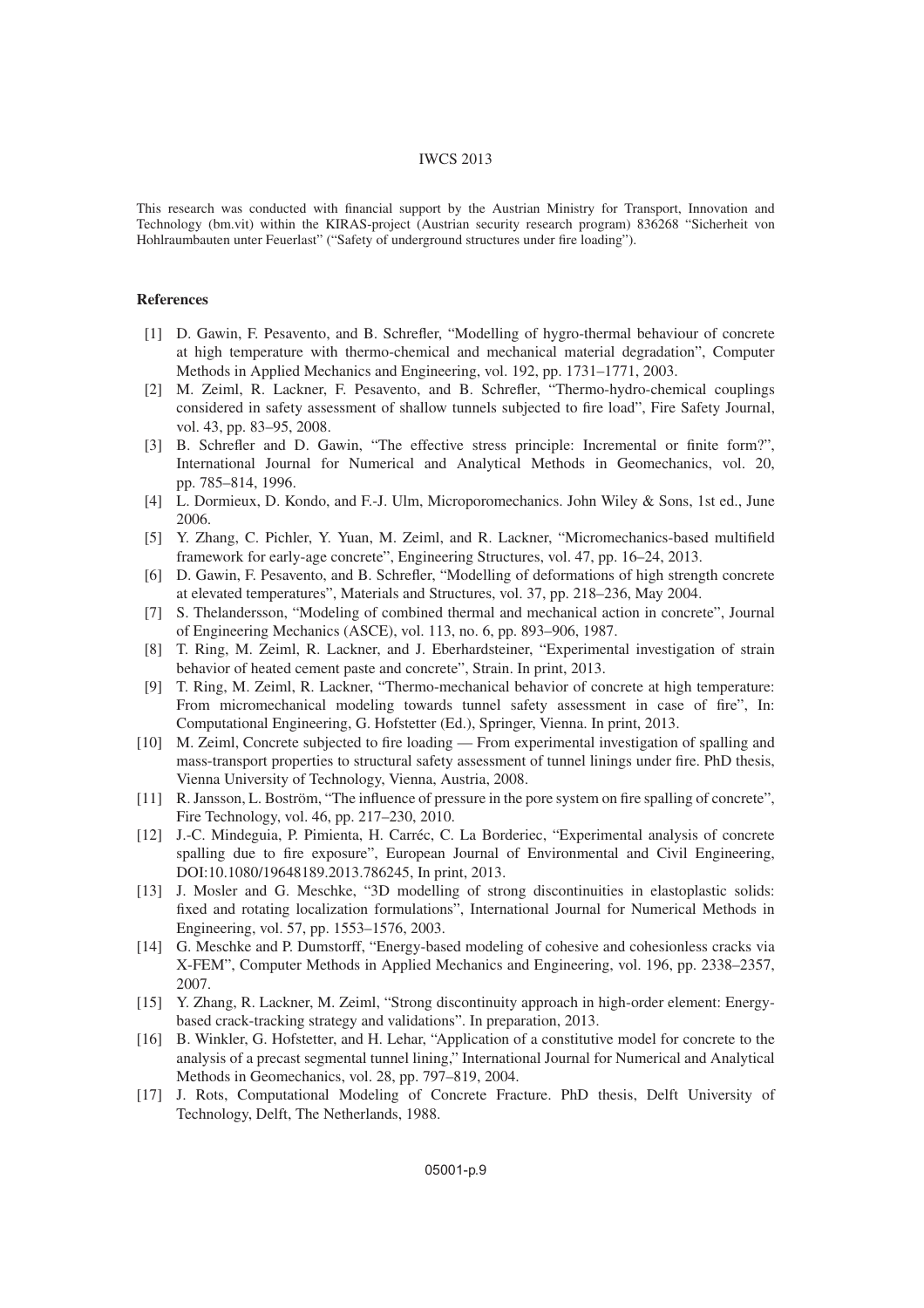This research was conducted with financial support by the Austrian Ministry for Transport, Innovation and Technology (bm.vit) within the KIRAS-project (Austrian security research program) 836268 "Sicherheit von Hohlraumbauten unter Feuerlast" ("Safety of underground structures under fire loading").

## References

[1] D. Gawin, F. Pesavento, and B. Schrefler, "Modelling of hygro-thermal behaviour of concrete at high temperature with thermo-chemical and mechanical material degradation", Computer Methods in Applied Mechanics and Engineering, vol. 192, pp. 1731–1771, 2003.

[2] M. Zeiml, R. Lackner, F. Pesavento, and B. Schrefler, "Thermo-hydro-chemical couplings considered in safety assessment of shallow tunnels subjected to fire load", Fire Safety Journal, vol. 43, pp. 83–95, 2008.

[3] B. Schrefler and D. Gawin, "The effective stress principle: Incremental or finite form?", International Journal for Numerical and Analytical Methods in Geomechanics, vol. 20, pp. 785–814, 1996.

[4] L. Dormieux, D. Kondo, and F.-J. Ulm, Microporomechanics. John Wiley & Sons, 1st ed., June 2006.

[5] Y. Zhang, C. Pichler, Y. Yuan, M. Zeiml, and R. Lackner, "Micromechanics-based multifield framework for early-age concrete", Engineering Structures, vol. 47, pp. 16–24, 2013.

[6] D. Gawin, F. Pesavento, and B. Schrefler, "Modelling of deformations of high strength concrete at elevated temperatures", Materials and Structures, vol. 37, pp. 218–236, May 2004.

[7] S. Thelandersson, "Modeling of combined thermal and mechanical action in concrete", Journal of Engineering Mechanics (ASCE), vol. 113, no. 6, pp. 893–906, 1987.

[8] T. Ring, M. Zeiml, R. Lackner, and J. Eberhardsteiner, "Experimental investigation of strain behavior of heated cement paste and concrete", Strain. In print, 2013.

[9] T. Ring, M. Zeiml, R. Lackner, "Thermo-mechanical behavior of concrete at high temperature: From micromechanical modeling towards tunnel safety assessment in case of fire", In: Computational Engineering, G. Hofstetter (Ed.), Springer, Vienna. In print, 2013.

[10] M. Zeiml, Concrete subjected to fire loading — From experimental investigation of spalling and mass-transport properties to structural safety assessment of tunnel linings under fire. PhD thesis, Vienna University of Technology, Vienna, Austria, 2008.

[11] R. Jansson, L. Boström, "The influence of pressure in the pore system on fire spalling of concrete", Fire Technology, vol. 46, pp. 217–230, 2010.

[12] J.-C. Mindeguia, P. Pimienta, H. Carréc, C. La Borderiec, "Experimental analysis of concrete spalling due to fire exposure", European Journal of Environmental and Civil Engineering, DOI:10.1080/19648189.2013.786245, In print, 2013.

[13] J. Mosler and G. Meschke, "3D modelling of strong discontinuities in elastoplastic solids: fixed and rotating localization formulations", International Journal for Numerical Methods in Engineering, vol. 57, pp. 1553–1576, 2003.

[14] G. Meschke and P. Dumstorff, "Energy-based modeling of cohesive and cohesionless cracks via X-FEM", Computer Methods in Applied Mechanics and Engineering, vol. 196, pp. 2338–2357, 2007.

[15] Y. Zhang, R. Lackner, M. Zeiml, "Strong discontinuity approach in high-order element: Energy-based crack-tracking strategy and validations". In preparation, 2013.

[16] B. Winkler, G. Hofstetter, and H. Lehar, "Application of a constitutive model for concrete to the analysis of a precast segmental tunnel lining," International Journal for Numerical and Analytical Methods in Geomechanics, vol. 28, pp. 797–819, 2004.

[17] J. Rots, Computational Modeling of Concrete Fracture. PhD thesis, Delft University of Technology, Delft, The Netherlands, 1988.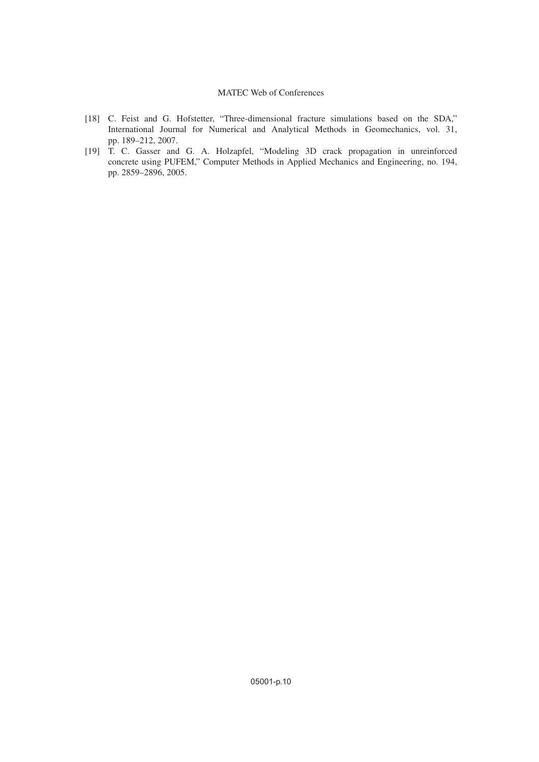[18] C. Feist and G. Hofstetter, "Three-dimensional fracture simulations based on the SDA," International Journal for Numerical and Analytical Methods in Geomechanics, vol. 31, pp. 189–212, 2007.

[19] T. C. Gasser and G. A. Holzapfel, "Modeling 3D crack propagation in unreinforced concrete using PUFEM," Computer Methods in Applied Mechanics and Engineering, no. 194, pp. 2859–2896, 2005.